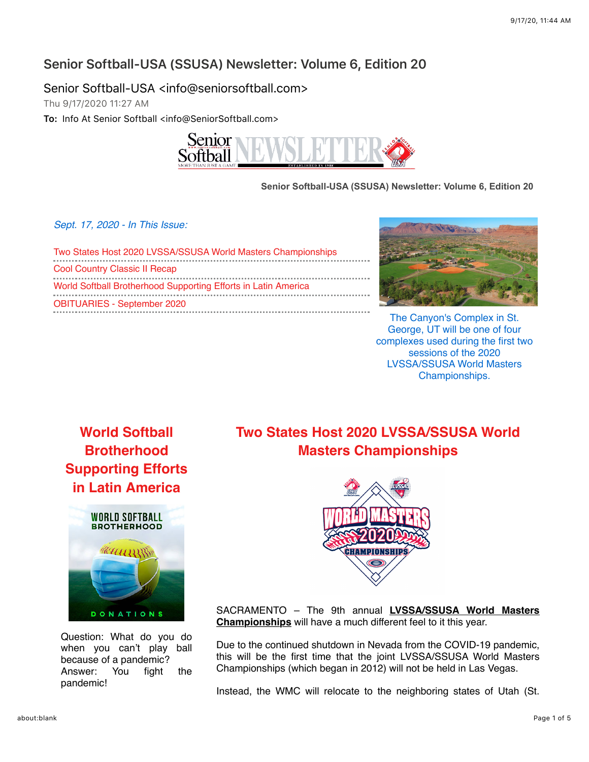# Senior Softball-USA (SSUSA) Newsletter: Volume 6, Edition 20

Senior Softball-USA <info@seniorsoftball.com>

Thu 9/17/2020 11:27 AM

**To:** Info At Senior Softball <info@SeniorSoftball.com>

**Senior Softball-USA (SSUSA) Newsletter: Volume 6, Edition 20**

*Sept. 17, 2020 - In This Issue:*

- Two States Host 2020 LVSSA/SSUSA World Masters Championships
- Cool Country Classic II Recap
- World Softball Brotherhood Supporting Efforts in Latin America
- OBITUARIES - September 2020

The Canyon's Complex in St. George, UT will be one of four complexes used during the first two sessions of the 2020 LVSSA/SSUSA World Masters Championships.

## World Softball Brotherhood Supporting Efforts in Latin America

Question: What do you do when you can't play ball because of a pandemic?
Answer: You fight the pandemic!

## Two States Host 2020 LVSSA/SSUSA World Masters Championships

SACRAMENTO – The 9th annual **LVSSA/SSUSA World Masters Championships** will have a much different feel to it this year.

Due to the continued shutdown in Nevada from the COVID-19 pandemic, this will be the first time that the joint LVSSA/SSUSA World Masters Championships (which began in 2012) will not be held in Las Vegas.

Instead, the WMC will relocate to the neighboring states of Utah (St.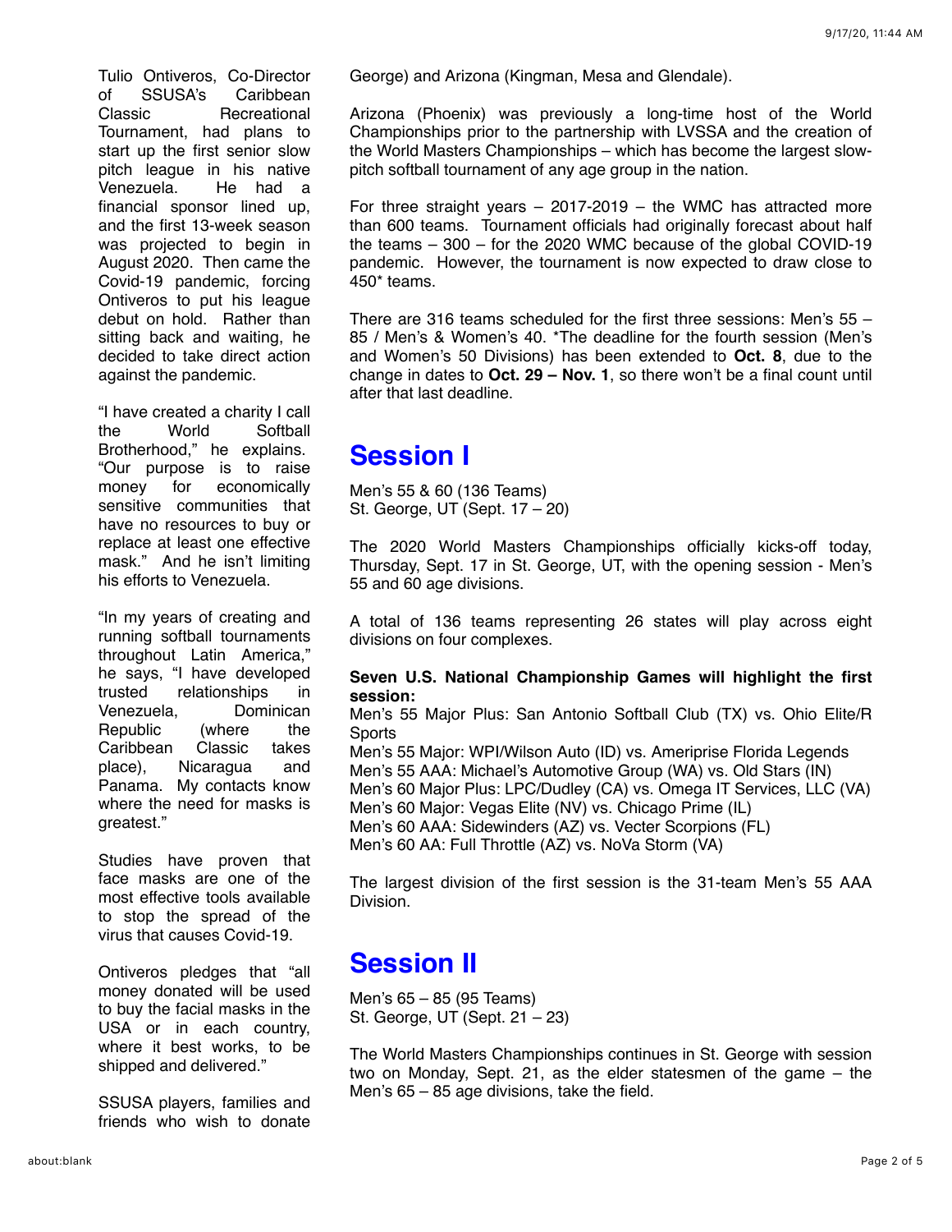Tulio Ontiveros, Co-Director of SSUSA's Caribbean Classic Recreational Tournament, had plans to start up the first senior slow pitch league in his native Venezuela. He had a financial sponsor lined up, and the first 13-week season was projected to begin in August 2020. Then came the Covid-19 pandemic, forcing Ontiveros to put his league debut on hold. Rather than sitting back and waiting, he decided to take direct action against the pandemic.

"I have created a charity I call the World Softball Brotherhood," he explains. "Our purpose is to raise money for economically sensitive communities that have no resources to buy or replace at least one effective mask." And he isn't limiting his efforts to Venezuela.

"In my years of creating and running softball tournaments throughout Latin America," he says, "I have developed trusted relationships in Venezuela, Dominican Republic (where the Caribbean Classic takes place), Nicaragua and Panama. My contacts know where the need for masks is greatest."

Studies have proven that face masks are one of the most effective tools available to stop the spread of the virus that causes Covid-19.

Ontiveros pledges that "all money donated will be used to buy the facial masks in the USA or in each country, where it best works, to be shipped and delivered."

SSUSA players, families and friends who wish to donate

George) and Arizona (Kingman, Mesa and Glendale).

Arizona (Phoenix) was previously a long-time host of the World Championships prior to the partnership with LVSSA and the creation of the World Masters Championships – which has become the largest slow-pitch softball tournament of any age group in the nation.

For three straight years – 2017-2019 – the WMC has attracted more than 600 teams. Tournament officials had originally forecast about half the teams – 300 – for the 2020 WMC because of the global COVID-19 pandemic. However, the tournament is now expected to draw close to 450* teams.

There are 316 teams scheduled for the first three sessions: Men's 55 – 85 / Men's & Women's 40. *The deadline for the fourth session (Men's and Women's 50 Divisions) has been extended to **Oct. 8**, due to the change in dates to **Oct. 29 – Nov. 1**, so there won't be a final count until after that last deadline.

## Session I

Men's 55 & 60 (136 Teams)
St. George, UT (Sept. 17 – 20)

The 2020 World Masters Championships officially kicks-off today, Thursday, Sept. 17 in St. George, UT, with the opening session - Men's 55 and 60 age divisions.

A total of 136 teams representing 26 states will play across eight divisions on four complexes.

**Seven U.S. National Championship Games will highlight the first session:**
Men's 55 Major Plus: San Antonio Softball Club (TX) vs. Ohio Elite/R Sports
Men's 55 Major: WPI/Wilson Auto (ID) vs. Ameriprise Florida Legends
Men's 55 AAA: Michael's Automotive Group (WA) vs. Old Stars (IN)
Men's 60 Major Plus: LPC/Dudley (CA) vs. Omega IT Services, LLC (VA)
Men's 60 Major: Vegas Elite (NV) vs. Chicago Prime (IL)
Men's 60 AAA: Sidewinders (AZ) vs. Vecter Scorpions (FL)
Men's 60 AA: Full Throttle (AZ) vs. NoVa Storm (VA)

The largest division of the first session is the 31-team Men's 55 AAA Division.

## Session II

Men's 65 – 85 (95 Teams)
St. George, UT (Sept. 21 – 23)

The World Masters Championships continues in St. George with session two on Monday, Sept. 21, as the elder statesmen of the game – the Men's 65 – 85 age divisions, take the field.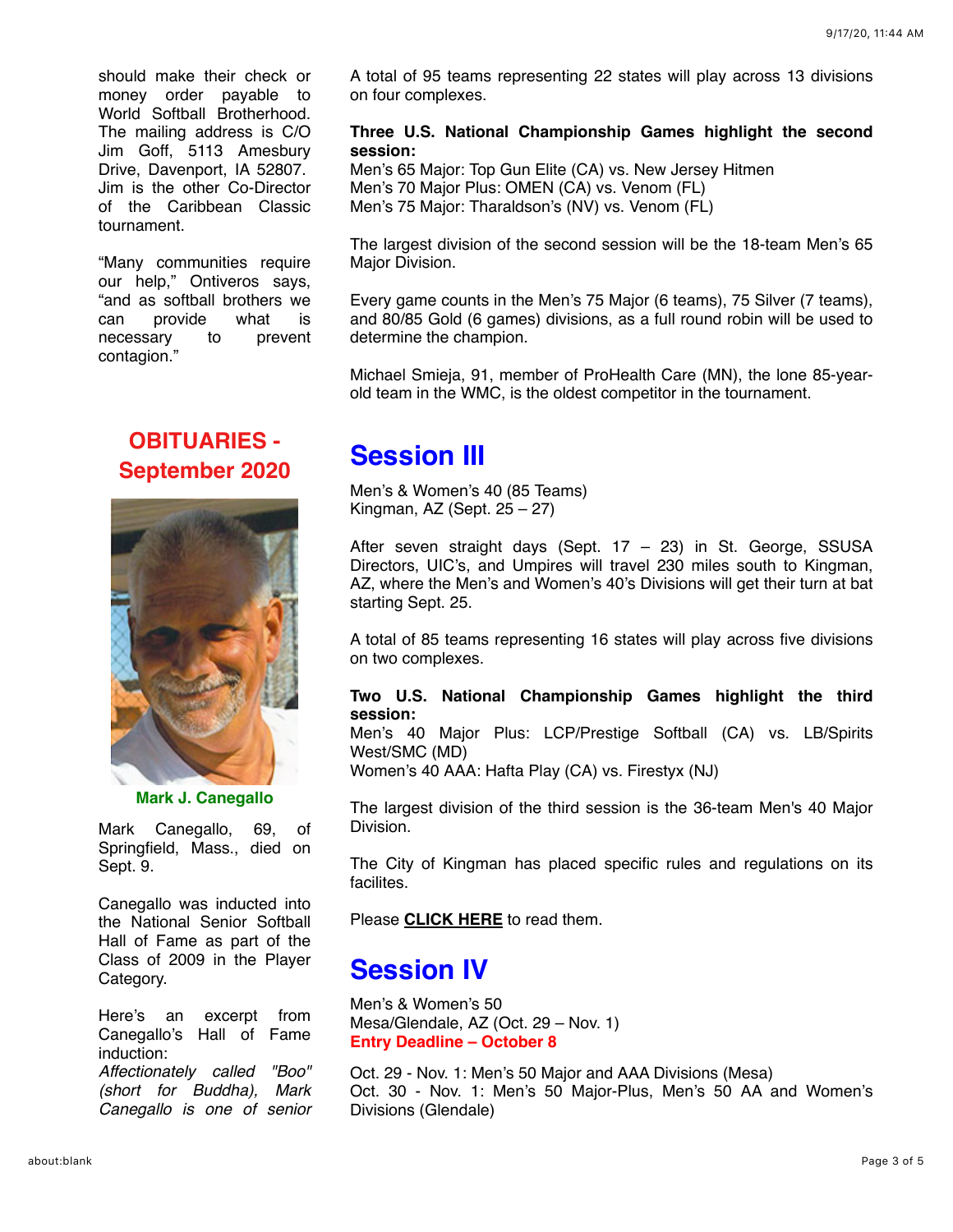should make their check or money order payable to World Softball Brotherhood. The mailing address is C/O Jim Goff, 5113 Amesbury Drive, Davenport, IA 52807. Jim is the other Co-Director of the Caribbean Classic tournament.

"Many communities require our help," Ontiveros says, "and as softball brothers we can provide what is necessary to prevent contagion."

## OBITUARIES - September 2020

**Mark J. Canegallo**

Mark Canegallo, 69, of Springfield, Mass., died on Sept. 9.

Canegallo was inducted into the National Senior Softball Hall of Fame as part of the Class of 2009 in the Player Category.

Here's an excerpt from Canegallo's Hall of Fame induction:
*Affectionately called "Boo" (short for Buddha), Mark Canegallo is one of senior*

A total of 95 teams representing 22 states will play across 13 divisions on four complexes.

**Three U.S. National Championship Games highlight the second session:**
Men's 65 Major: Top Gun Elite (CA) vs. New Jersey Hitmen
Men's 70 Major Plus: OMEN (CA) vs. Venom (FL)
Men's 75 Major: Tharaldson's (NV) vs. Venom (FL)

The largest division of the second session will be the 18-team Men's 65 Major Division.

Every game counts in the Men's 75 Major (6 teams), 75 Silver (7 teams), and 80/85 Gold (6 games) divisions, as a full round robin will be used to determine the champion.

Michael Smieja, 91, member of ProHealth Care (MN), the lone 85-year-old team in the WMC, is the oldest competitor in the tournament.

## Session III

Men's & Women's 40 (85 Teams)
Kingman, AZ (Sept. 25 – 27)

After seven straight days (Sept. 17 – 23) in St. George, SSUSA Directors, UIC's, and Umpires will travel 230 miles south to Kingman, AZ, where the Men's and Women's 40's Divisions will get their turn at bat starting Sept. 25.

A total of 85 teams representing 16 states will play across five divisions on two complexes.

**Two U.S. National Championship Games highlight the third session:**
Men's 40 Major Plus: LCP/Prestige Softball (CA) vs. LB/Spirits West/SMC (MD)
Women's 40 AAA: Hafta Play (CA) vs. Firestyx (NJ)

The largest division of the third session is the 36-team Men's 40 Major Division.

The City of Kingman has placed specific rules and regulations on its facilites.

Please **CLICK HERE** to read them.

## Session IV

Men's & Women's 50
Mesa/Glendale, AZ (Oct. 29 – Nov. 1)
**Entry Deadline – October 8**

Oct. 29 - Nov. 1: Men's 50 Major and AAA Divisions (Mesa)
Oct. 30 - Nov. 1: Men's 50 Major-Plus, Men's 50 AA and Women's Divisions (Glendale)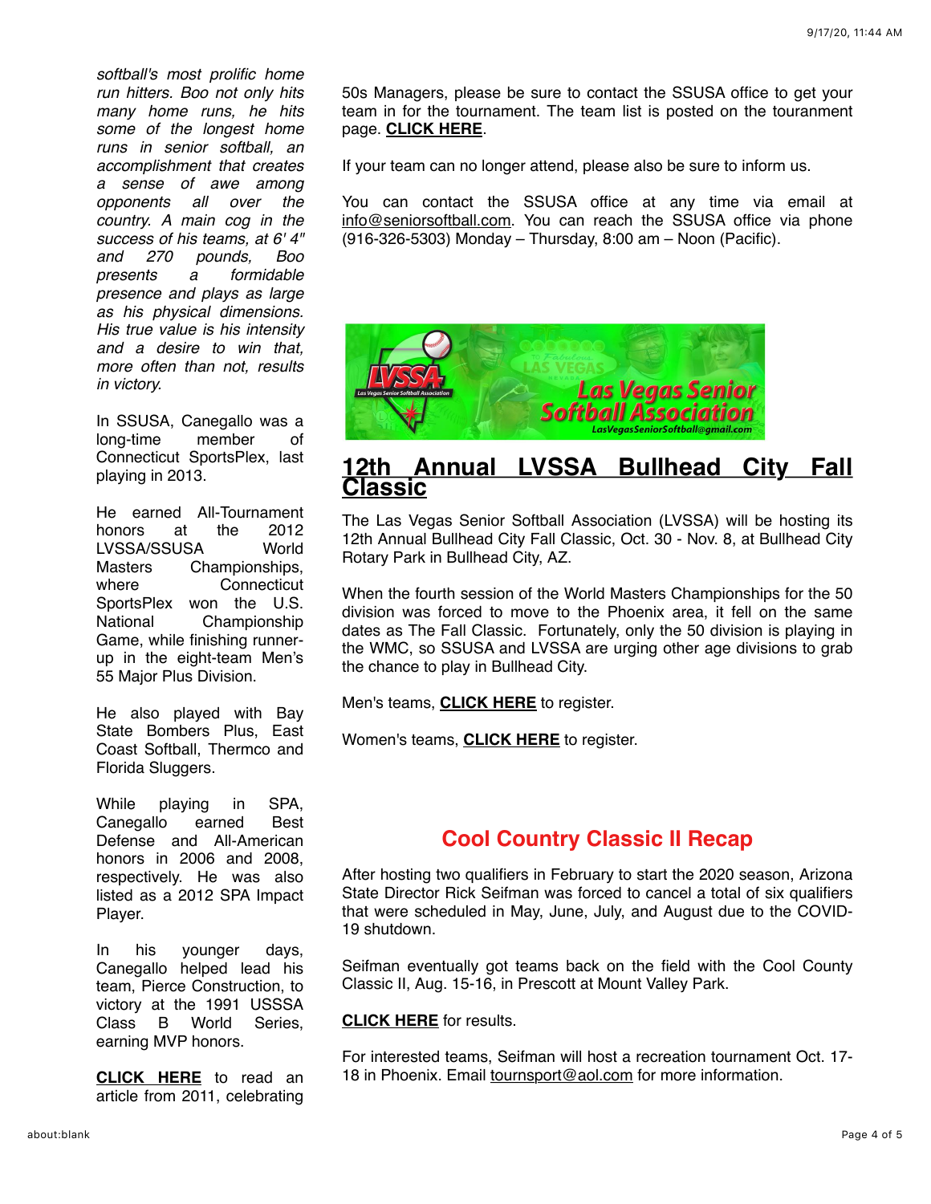*softball's most prolific home run hitters. Boo not only hits many home runs, he hits some of the longest home runs in senior softball, an accomplishment that creates a sense of awe among opponents all over the country. A main cog in the success of his teams, at 6' 4" and 270 pounds, Boo presents a formidable presence and plays as large as his physical dimensions. His true value is his intensity and a desire to win that, more often than not, results in victory.*

In SSUSA, Canegallo was a long-time member of Connecticut SportsPlex, last playing in 2013.

He earned All-Tournament honors at the 2012 LVSSA/SSUSA World Masters Championships, where Connecticut SportsPlex won the U.S. National Championship Game, while finishing runner-up in the eight-team Men's 55 Major Plus Division.

He also played with Bay State Bombers Plus, East Coast Softball, Thermco and Florida Sluggers.

While playing in SPA, Canegallo earned Best Defense and All-American honors in 2006 and 2008, respectively. He was also listed as a 2012 SPA Impact Player.

In his younger days, Canegallo helped lead his team, Pierce Construction, to victory at the 1991 USSSA Class B World Series, earning MVP honors.

**CLICK HERE** to read an article from 2011, celebrating

50s Managers, please be sure to contact the SSUSA office to get your team in for the tournament. The team list is posted on the touranment page. **CLICK HERE**.

If your team can no longer attend, please also be sure to inform us.

You can contact the SSUSA office at any time via email at info@seniorsoftball.com. You can reach the SSUSA office via phone (916-326-5303) Monday – Thursday, 8:00 am – Noon (Pacific).

## 12th Annual LVSSA Bullhead City Fall Classic

The Las Vegas Senior Softball Association (LVSSA) will be hosting its 12th Annual Bullhead City Fall Classic, Oct. 30 - Nov. 8, at Bullhead City Rotary Park in Bullhead City, AZ.

When the fourth session of the World Masters Championships for the 50 division was forced to move to the Phoenix area, it fell on the same dates as The Fall Classic. Fortunately, only the 50 division is playing in the WMC, so SSUSA and LVSSA are urging other age divisions to grab the chance to play in Bullhead City.

Men's teams, **CLICK HERE** to register.

Women's teams, **CLICK HERE** to register.

## Cool Country Classic II Recap

After hosting two qualifiers in February to start the 2020 season, Arizona State Director Rick Seifman was forced to cancel a total of six qualifiers that were scheduled in May, June, July, and August due to the COVID-19 shutdown.

Seifman eventually got teams back on the field with the Cool County Classic II, Aug. 15-16, in Prescott at Mount Valley Park.

**CLICK HERE** for results.

For interested teams, Seifman will host a recreation tournament Oct. 17-18 in Phoenix. Email tournsport@aol.com for more information.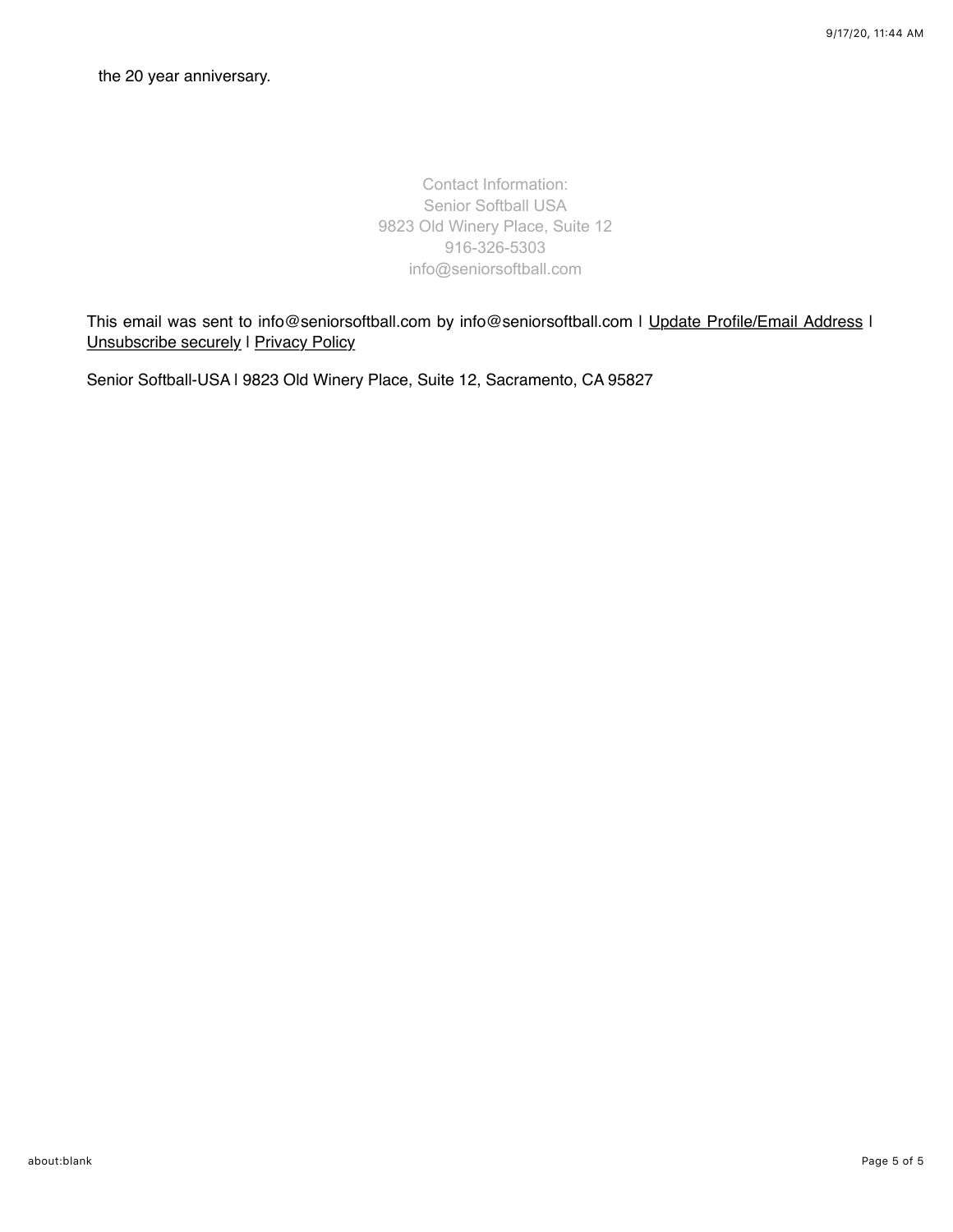the 20 year anniversary.

Contact Information:
Senior Softball USA
9823 Old Winery Place, Suite 12
916-326-5303
info@seniorsoftball.com

This email was sent to info@seniorsoftball.com by info@seniorsoftball.com | Update Profile/Email Address | Unsubscribe securely | Privacy Policy

Senior Softball-USA | 9823 Old Winery Place, Suite 12, Sacramento, CA 95827